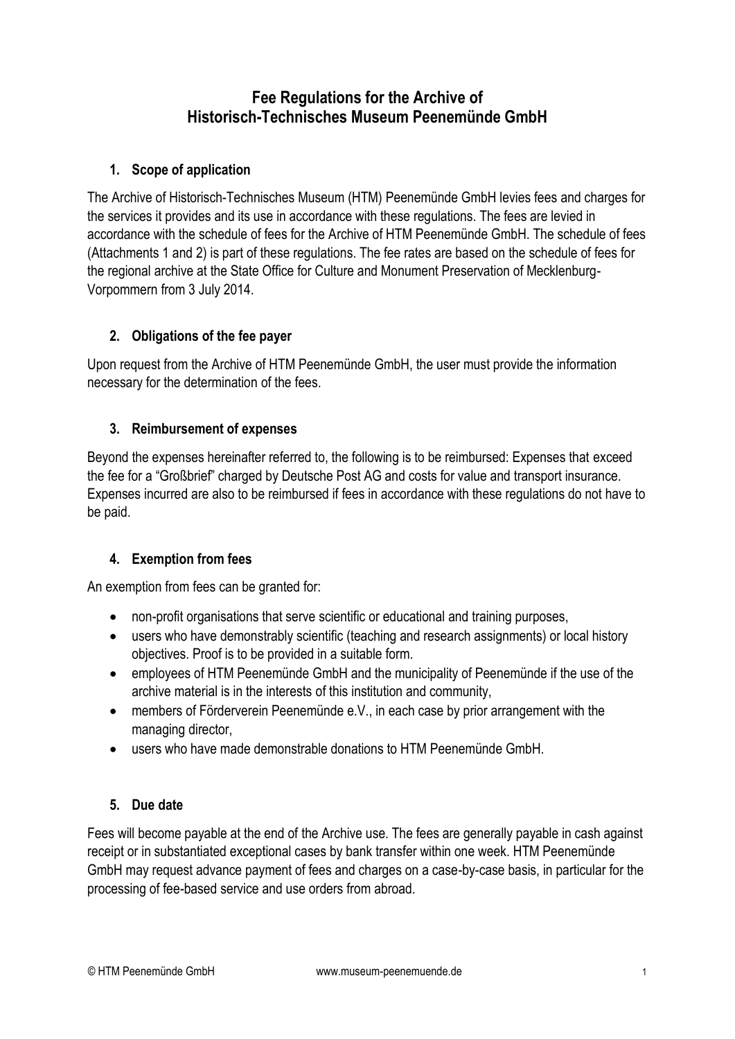# Fee Regulations for the Archive of Historisch-Technisches Museum Peenemünde GmbH

## 1. Scope of application

The Archive of Historisch-Technisches Museum (HTM) Peenemünde GmbH levies fees and charges for the services it provides and its use in accordance with these regulations. The fees are levied in accordance with the schedule of fees for the Archive of HTM Peenemünde GmbH. The schedule of fees (Attachments 1 and 2) is part of these regulations. The fee rates are based on the schedule of fees for the regional archive at the State Office for Culture and Monument Preservation of Mecklenburg-Vorpommern from 3 July 2014.

## 2. Obligations of the fee payer

Upon request from the Archive of HTM Peenemünde GmbH, the user must provide the information necessary for the determination of the fees.

## 3. Reimbursement of expenses

Beyond the expenses hereinafter referred to, the following is to be reimbursed: Expenses that exceed the fee for a "Großbrief" charged by Deutsche Post AG and costs for value and transport insurance. Expenses incurred are also to be reimbursed if fees in accordance with these regulations do not have to be paid.

## 4. Exemption from fees

An exemption from fees can be granted for:

- non-profit organisations that serve scientific or educational and training purposes,
- users who have demonstrably scientific (teaching and research assignments) or local history objectives. Proof is to be provided in a suitable form.
- employees of HTM Peenemünde GmbH and the municipality of Peenemünde if the use of the archive material is in the interests of this institution and community,
- members of Förderverein Peenemünde e.V., in each case by prior arrangement with the managing director,
- users who have made demonstrable donations to HTM Peenemünde GmbH.

## 5. Due date

Fees will become payable at the end of the Archive use. The fees are generally payable in cash against receipt or in substantiated exceptional cases by bank transfer within one week. HTM Peenemünde GmbH may request advance payment of fees and charges on a case-by-case basis, in particular for the processing of fee-based service and use orders from abroad.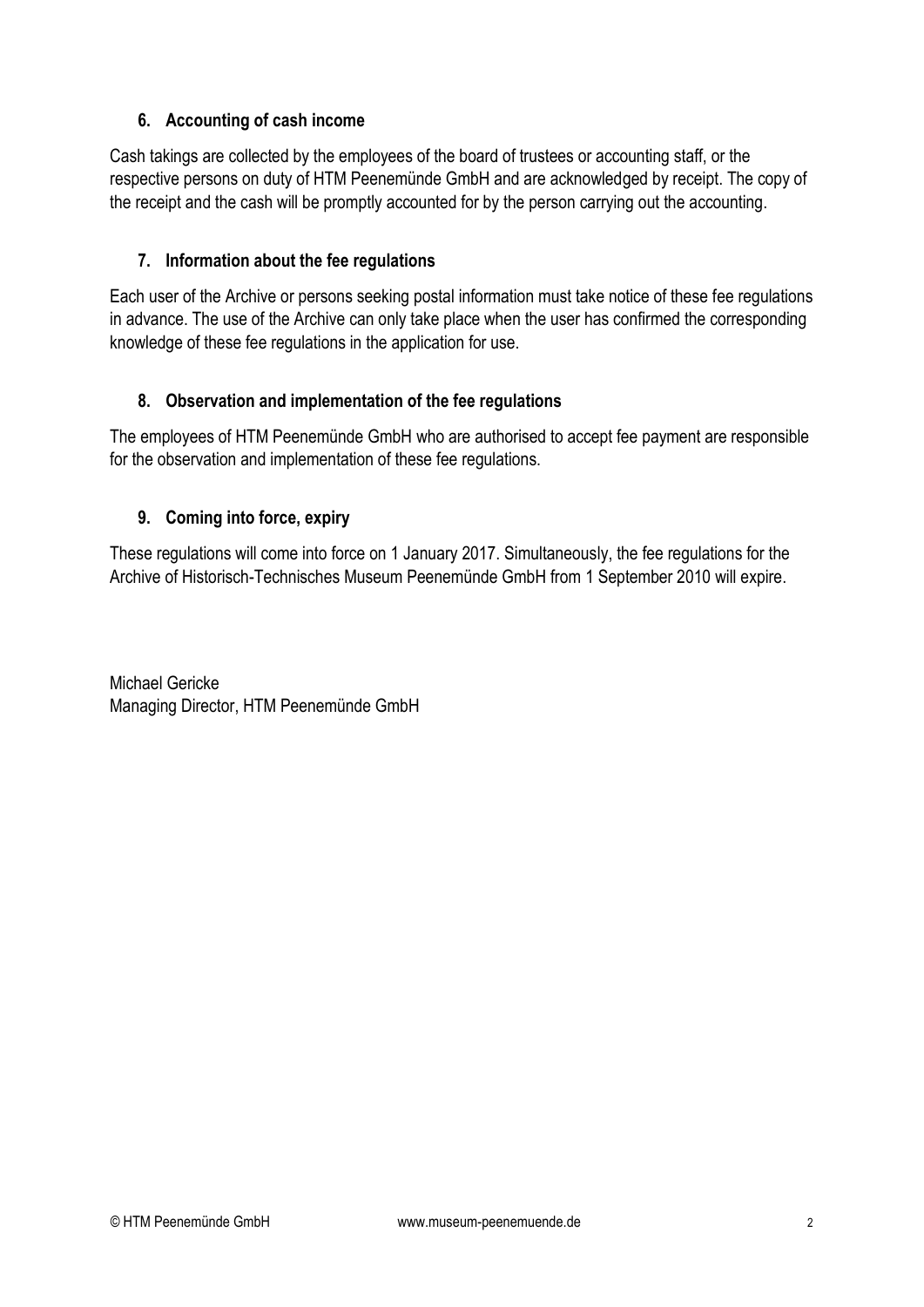## 6. Accounting of cash income

Cash takings are collected by the employees of the board of trustees or accounting staff, or the respective persons on duty of HTM Peenemünde GmbH and are acknowledged by receipt. The copy of the receipt and the cash will be promptly accounted for by the person carrying out the accounting.

## 7. Information about the fee regulations

Each user of the Archive or persons seeking postal information must take notice of these fee regulations in advance. The use of the Archive can only take place when the user has confirmed the corresponding knowledge of these fee regulations in the application for use.

## 8. Observation and implementation of the fee regulations

The employees of HTM Peenemünde GmbH who are authorised to accept fee payment are responsible for the observation and implementation of these fee regulations.

## 9. Coming into force, expiry

These regulations will come into force on 1 January 2017. Simultaneously, the fee regulations for the Archive of Historisch-Technisches Museum Peenemünde GmbH from 1 September 2010 will expire.

Michael Gericke
Managing Director, HTM Peenemünde GmbH